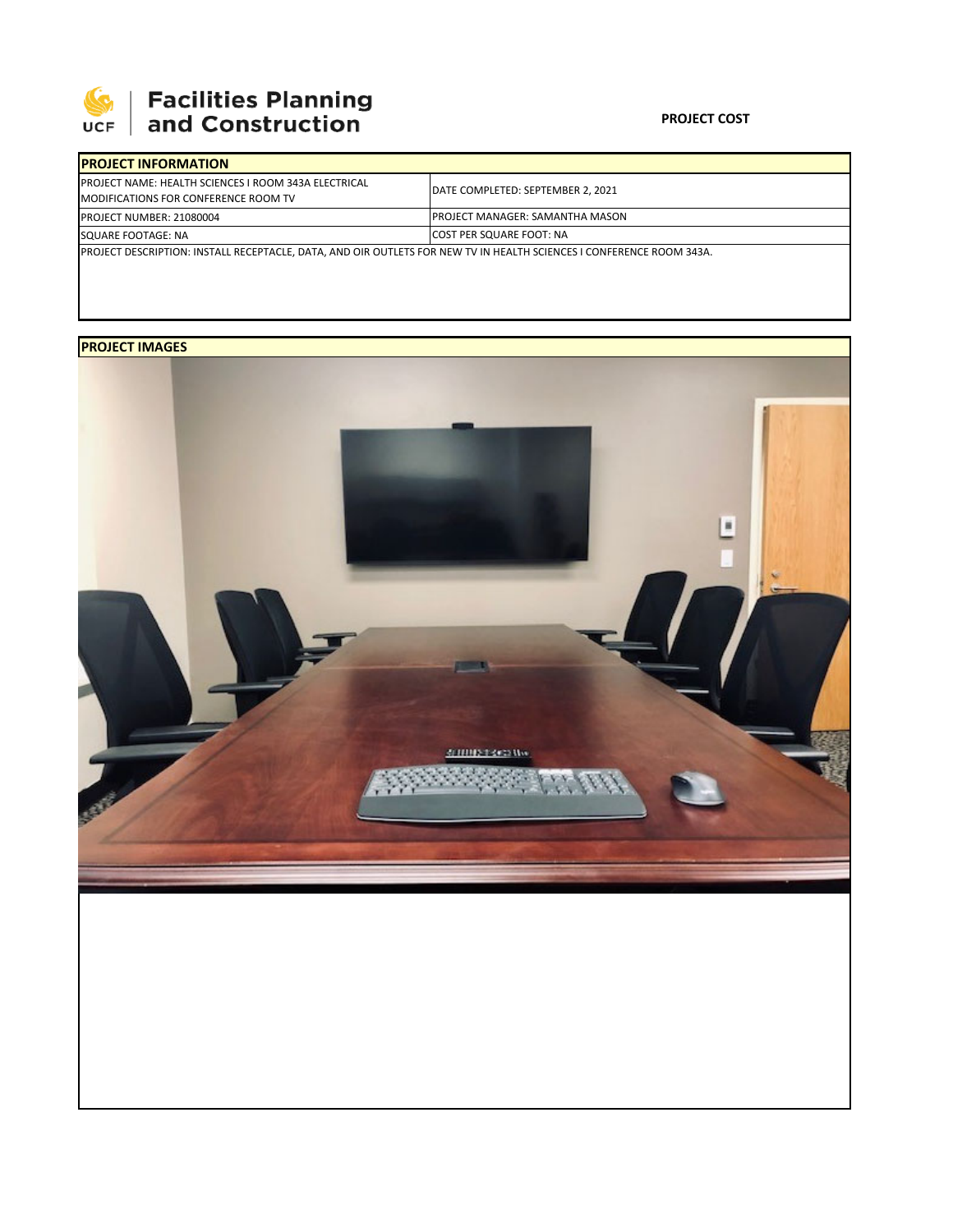**Facilities Planning and Construction**

**PROJECT COST**

| PROJECT INFORMATION | |
|---|---|
| PROJECT NAME: HEALTH SCIENCES I ROOM 343A ELECTRICAL MODIFICATIONS FOR CONFERENCE ROOM TV | DATE COMPLETED: SEPTEMBER 2, 2021 |
| PROJECT NUMBER: 21080004 | PROJECT MANAGER: SAMANTHA MASON |
| SQUARE FOOTAGE: NA | COST PER SQUARE FOOT: NA |
| PROJECT DESCRIPTION: INSTALL RECEPTACLE, DATA, AND OIR OUTLETS FOR NEW TV IN HEALTH SCIENCES I CONFERENCE ROOM 343A. | |

**PROJECT IMAGES**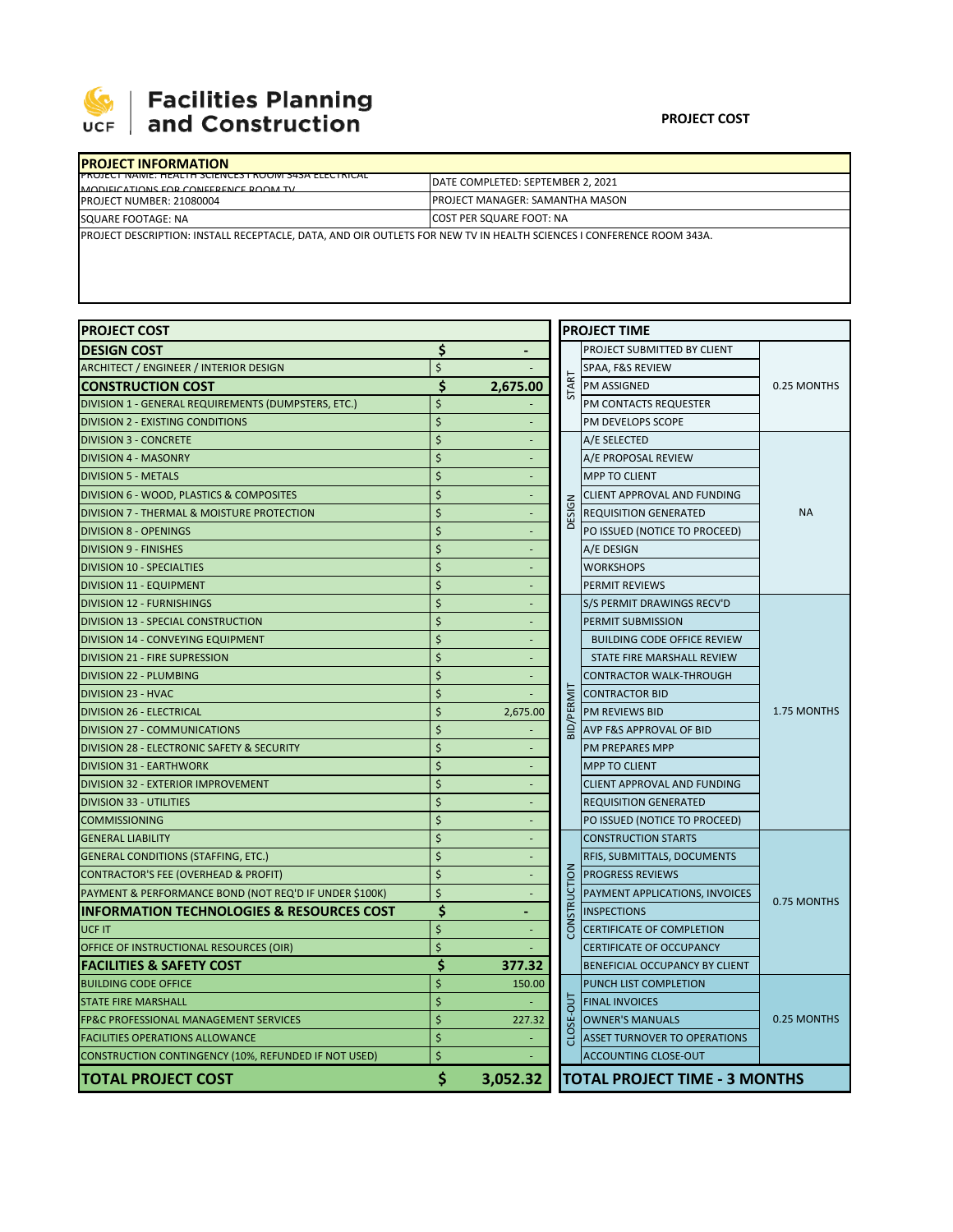**Facilities Planning and Construction**

**PROJECT COST**

| PROJECT INFORMATION | |
|---|---|
| PROJECT NAME: HEALTH SCIENCES I ROOM 343A ELECTRICAL MODIFICATIONS FOR CONFERENCE ROOM TV | DATE COMPLETED: SEPTEMBER 2, 2021 |
| PROJECT NUMBER: 21080004 | PROJECT MANAGER: SAMANTHA MASON |
| SQUARE FOOTAGE: NA | COST PER SQUARE FOOT: NA |

PROJECT DESCRIPTION: INSTALL RECEPTACLE, DATA, AND OIR OUTLETS FOR NEW TV IN HEALTH SCIENCES I CONFERENCE ROOM 343A.

| PROJECT COST | | |
|---|---|---|
| **DESIGN COST** | $ | - |
| ARCHITECT / ENGINEER / INTERIOR DESIGN | $ | - |
| **CONSTRUCTION COST** | $ | 2,675.00 |
| DIVISION 1 - GENERAL REQUIREMENTS (DUMPSTERS, ETC.) | $ | - |
| DIVISION 2 - EXISTING CONDITIONS | $ | - |
| DIVISION 3 - CONCRETE | $ | - |
| DIVISION 4 - MASONRY | $ | - |
| DIVISION 5 - METALS | $ | - |
| DIVISION 6 - WOOD, PLASTICS & COMPOSITES | $ | - |
| DIVISION 7 - THERMAL & MOISTURE PROTECTION | $ | - |
| DIVISION 8 - OPENINGS | $ | - |
| DIVISION 9 - FINISHES | $ | - |
| DIVISION 10 - SPECIALTIES | $ | - |
| DIVISION 11 - EQUIPMENT | $ | - |
| DIVISION 12 - FURNISHINGS | $ | - |
| DIVISION 13 - SPECIAL CONSTRUCTION | $ | - |
| DIVISION 14 - CONVEYING EQUIPMENT | $ | - |
| DIVISION 21 - FIRE SUPRESSION | $ | - |
| DIVISION 22 - PLUMBING | $ | - |
| DIVISION 23 - HVAC | $ | - |
| DIVISION 26 - ELECTRICAL | $ | 2,675.00 |
| DIVISION 27 - COMMUNICATIONS | $ | - |
| DIVISION 28 - ELECTRONIC SAFETY & SECURITY | $ | - |
| DIVISION 31 - EARTHWORK | $ | - |
| DIVISION 32 - EXTERIOR IMPROVEMENT | $ | - |
| DIVISION 33 - UTILITIES | $ | - |
| COMMISSIONING | $ | - |
| GENERAL LIABILITY | $ | - |
| GENERAL CONDITIONS (STAFFING, ETC.) | $ | - |
| CONTRACTOR'S FEE (OVERHEAD & PROFIT) | $ | - |
| PAYMENT & PERFORMANCE BOND (NOT REQ'D IF UNDER $100K) | $ | - |
| **INFORMATION TECHNOLOGIES & RESOURCES COST** | $ | - |
| UCF IT | $ | - |
| OFFICE OF INSTRUCTIONAL RESOURCES (OIR) | $ | - |
| **FACILITIES & SAFETY COST** | $ | 377.32 |
| BUILDING CODE OFFICE | $ | 150.00 |
| STATE FIRE MARSHALL | $ | - |
| FP&C PROFESSIONAL MANAGEMENT SERVICES | $ | 227.32 |
| FACILITIES OPERATIONS ALLOWANCE | $ | - |
| CONSTRUCTION CONTINGENCY (10%, REFUNDED IF NOT USED) | $ | - |
| **TOTAL PROJECT COST** | $ | 3,052.32 |

| PROJECT TIME | | |
|---|---|---|
| START | PROJECT SUBMITTED BY CLIENT | 0.25 MONTHS |
| | SPAA, F&S REVIEW | |
| | PM ASSIGNED | |
| | PM CONTACTS REQUESTER | |
| | PM DEVELOPS SCOPE | |
| DESIGN | A/E SELECTED | NA |
| | A/E PROPOSAL REVIEW | |
| | MPP TO CLIENT | |
| | CLIENT APPROVAL AND FUNDING | |
| | REQUISITION GENERATED | |
| | PO ISSUED (NOTICE TO PROCEED) | |
| | A/E DESIGN | |
| | WORKSHOPS | |
| | PERMIT REVIEWS | |
| BID/PERMIT | S/S PERMIT DRAWINGS RECV'D | 1.75 MONTHS |
| | PERMIT SUBMISSION | |
| | BUILDING CODE OFFICE REVIEW | |
| | STATE FIRE MARSHALL REVIEW | |
| | CONTRACTOR WALK-THROUGH | |
| | CONTRACTOR BID | |
| | PM REVIEWS BID | |
| | AVP F&S APPROVAL OF BID | |
| | PM PREPARES MPP | |
| | MPP TO CLIENT | |
| | CLIENT APPROVAL AND FUNDING | |
| | REQUISITION GENERATED | |
| | PO ISSUED (NOTICE TO PROCEED) | |
| CONSTRUCTION | CONSTRUCTION STARTS | 0.75 MONTHS |
| | RFIS, SUBMITTALS, DOCUMENTS | |
| | PROGRESS REVIEWS | |
| | PAYMENT APPLICATIONS, INVOICES | |
| | INSPECTIONS | |
| | CERTIFICATE OF COMPLETION | |
| | CERTIFICATE OF OCCUPANCY | |
| | BENEFICIAL OCCUPANCY BY CLIENT | |
| CLOSE-OUT | PUNCH LIST COMPLETION | 0.25 MONTHS |
| | FINAL INVOICES | |
| | OWNER'S MANUALS | |
| | ASSET TURNOVER TO OPERATIONS | |
| | ACCOUNTING CLOSE-OUT | |
| **TOTAL PROJECT TIME - 3 MONTHS** | | |